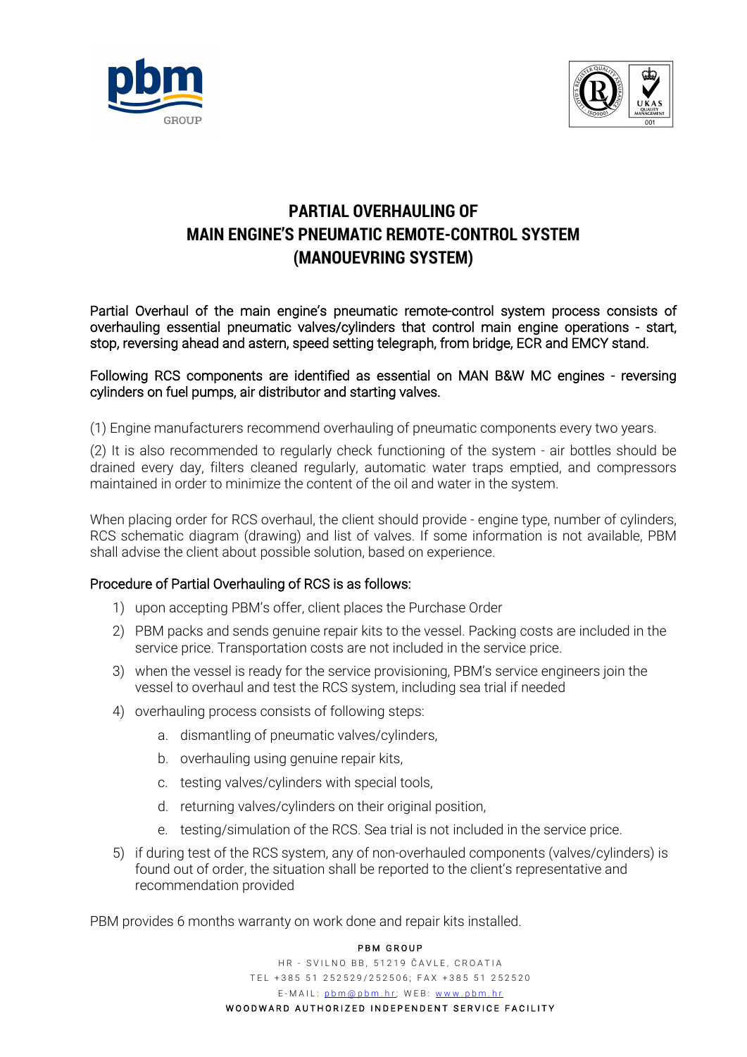# PARTIAL OVERHAULING OF MAIN ENGINE'S PNEUMATIC REMOTE-CONTROL SYSTEM (MANOUEVRING SYSTEM)

Partial Overhaul of the main engine's pneumatic remote-control system process consists of overhauling essential pneumatic valves/cylinders that control main engine operations - start, stop, reversing ahead and astern, speed setting telegraph, from bridge, ECR and EMCY stand.

Following RCS components are identified as essential on MAN B&W MC engines - reversing cylinders on fuel pumps, air distributor and starting valves.

(1) Engine manufacturers recommend overhauling of pneumatic components every two years.

(2) It is also recommended to regularly check functioning of the system - air bottles should be drained every day, filters cleaned regularly, automatic water traps emptied, and compressors maintained in order to minimize the content of the oil and water in the system.

When placing order for RCS overhaul, the client should provide - engine type, number of cylinders, RCS schematic diagram (drawing) and list of valves. If some information is not available, PBM shall advise the client about possible solution, based on experience.

Procedure of Partial Overhauling of RCS is as follows:

1) upon accepting PBM's offer, client places the Purchase Order
2) PBM packs and sends genuine repair kits to the vessel. Packing costs are included in the service price. Transportation costs are not included in the service price.
3) when the vessel is ready for the service provisioning, PBM's service engineers join the vessel to overhaul and test the RCS system, including sea trial if needed
4) overhauling process consists of following steps:
    a. dismantling of pneumatic valves/cylinders,
    b. overhauling using genuine repair kits,
    c. testing valves/cylinders with special tools,
    d. returning valves/cylinders on their original position,
    e. testing/simulation of the RCS. Sea trial is not included in the service price.
5) if during test of the RCS system, any of non-overhauled components (valves/cylinders) is found out of order, the situation shall be reported to the client's representative and recommendation provided

PBM provides 6 months warranty on work done and repair kits installed.

PBM GROUP
HR - SVILNO BB, 51219 ČAVLE, CROATIA
TEL +385 51 252529/252506; FAX +385 51 252520
E-MAIL: pbm@pbm.hr; WEB: www.pbm.hr
WOODWARD AUTHORIZED INDEPENDENT SERVICE FACILITY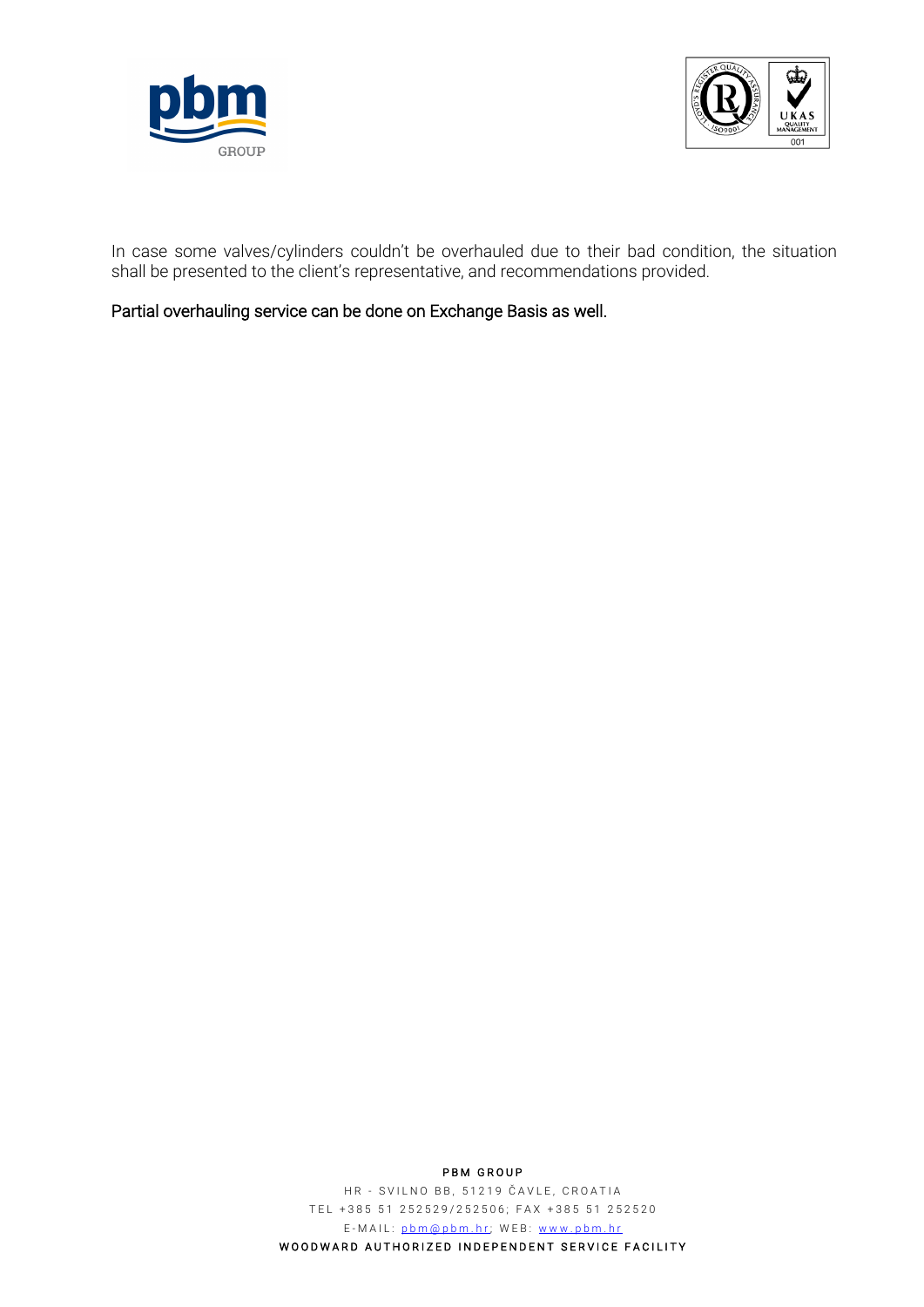In case some valves/cylinders couldn't be overhauled due to their bad condition, the situation shall be presented to the client's representative, and recommendations provided.

Partial overhauling service can be done on Exchange Basis as well.